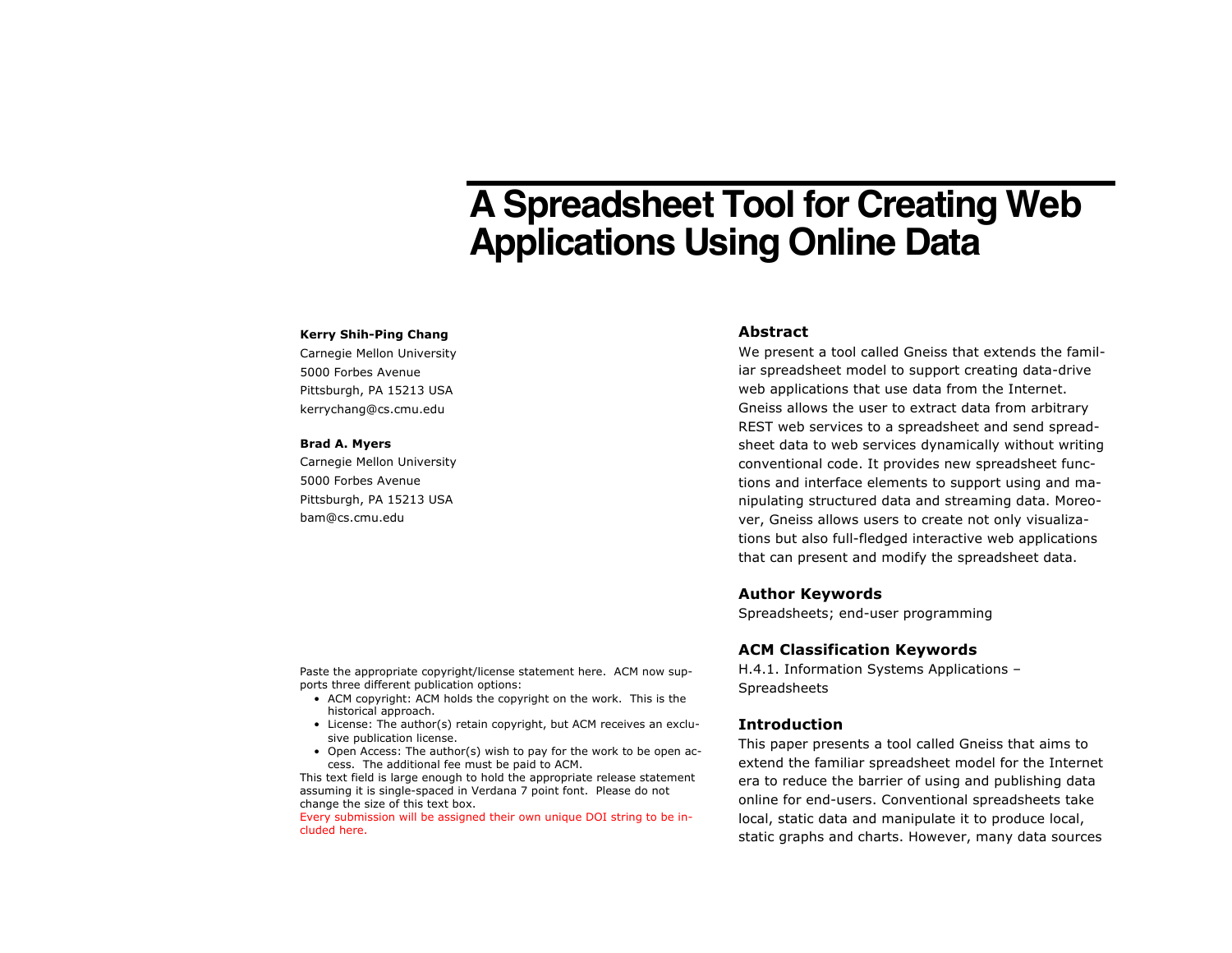# A Spreadsheet Tool for Creating Web Applications Using Online Data

**Kerry Shih-Ping Chang**
Carnegie Mellon University
5000 Forbes Avenue
Pittsburgh, PA 15213 USA
kerrychang@cs.cmu.edu

**Brad A. Myers**
Carnegie Mellon University
5000 Forbes Avenue
Pittsburgh, PA 15213 USA
bam@cs.cmu.edu

Paste the appropriate copyright/license statement here. ACM now supports three different publication options:

- ACM copyright: ACM holds the copyright on the work. This is the historical approach.
- License: The author(s) retain copyright, but ACM receives an exclusive publication license.
- Open Access: The author(s) wish to pay for the work to be open access. The additional fee must be paid to ACM.

This text field is large enough to hold the appropriate release statement assuming it is single-spaced in Verdana 7 point font. Please do not change the size of this text box.

Every submission will be assigned their own unique DOI string to be included here.

## Abstract

We present a tool called Gneiss that extends the familiar spreadsheet model to support creating data-drive web applications that use data from the Internet. Gneiss allows the user to extract data from arbitrary REST web services to a spreadsheet and send spreadsheet data to web services dynamically without writing conventional code. It provides new spreadsheet functions and interface elements to support using and manipulating structured data and streaming data. Moreover, Gneiss allows users to create not only visualizations but also full-fledged interactive web applications that can present and modify the spreadsheet data.

## Author Keywords

Spreadsheets; end-user programming

## ACM Classification Keywords

H.4.1. Information Systems Applications – Spreadsheets

## Introduction

This paper presents a tool called Gneiss that aims to extend the familiar spreadsheet model for the Internet era to reduce the barrier of using and publishing data online for end-users. Conventional spreadsheets take local, static data and manipulate it to produce local, static graphs and charts. However, many data sources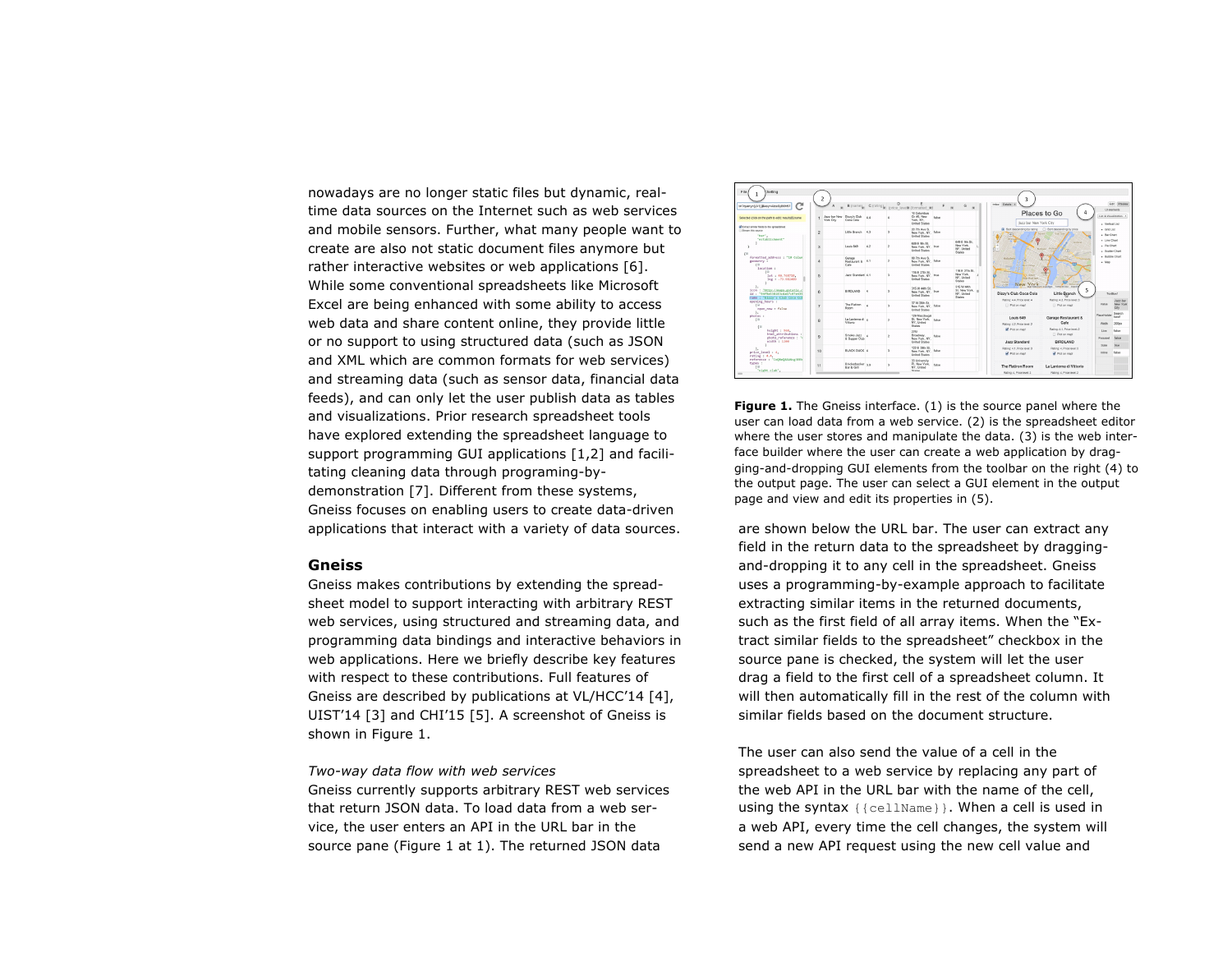nowadays are no longer static files but dynamic, real-time data sources on the Internet such as web services and mobile sensors. Further, what many people want to create are also not static document files anymore but rather interactive websites or web applications [6]. While some conventional spreadsheets like Microsoft Excel are being enhanced with some ability to access web data and share content online, they provide little or no support to using structured data (such as JSON and XML which are common formats for web services) and streaming data (such as sensor data, financial data feeds), and can only let the user publish data as tables and visualizations. Prior research spreadsheet tools have explored extending the spreadsheet language to support programming GUI applications [1,2] and facilitating cleaning data through programing-by-demonstration [7]. Different from these systems, Gneiss focuses on enabling users to create data-driven applications that interact with a variety of data sources.

## Gneiss

Gneiss makes contributions by extending the spreadsheet model to support interacting with arbitrary REST web services, using structured and streaming data, and programming data bindings and interactive behaviors in web applications. Here we briefly describe key features with respect to these contributions. Full features of Gneiss are described by publications at VL/HCC'14 [4], UIST'14 [3] and CHI'15 [5]. A screenshot of Gneiss is shown in Figure 1.

*Two-way data flow with web services*

Gneiss currently supports arbitrary REST web services that return JSON data. To load data from a web service, the user enters an API in the URL bar in the source pane (Figure 1 at 1). The returned JSON data

**Figure 1.** The Gneiss interface. (1) is the source panel where the user can load data from a web service. (2) is the spreadsheet editor where the user stores and manipulate the data. (3) is the web interface builder where the user can create a web application by dragging-and-dropping GUI elements from the toolbar on the right (4) to the output page. The user can select a GUI element in the output page and view and edit its properties in (5).

are shown below the URL bar. The user can extract any field in the return data to the spreadsheet by dragging-and-dropping it to any cell in the spreadsheet. Gneiss uses a programming-by-example approach to facilitate extracting similar items in the returned documents, such as the first field of all array items. When the "Extract similar fields to the spreadsheet" checkbox in the source pane is checked, the system will let the user drag a field to the first cell of a spreadsheet column. It will then automatically fill in the rest of the column with similar fields based on the document structure.

The user can also send the value of a cell in the spreadsheet to a web service by replacing any part of the web API in the URL bar with the name of the cell, using the syntax `{{cellName}}`. When a cell is used in a web API, every time the cell changes, the system will send a new API request using the new cell value and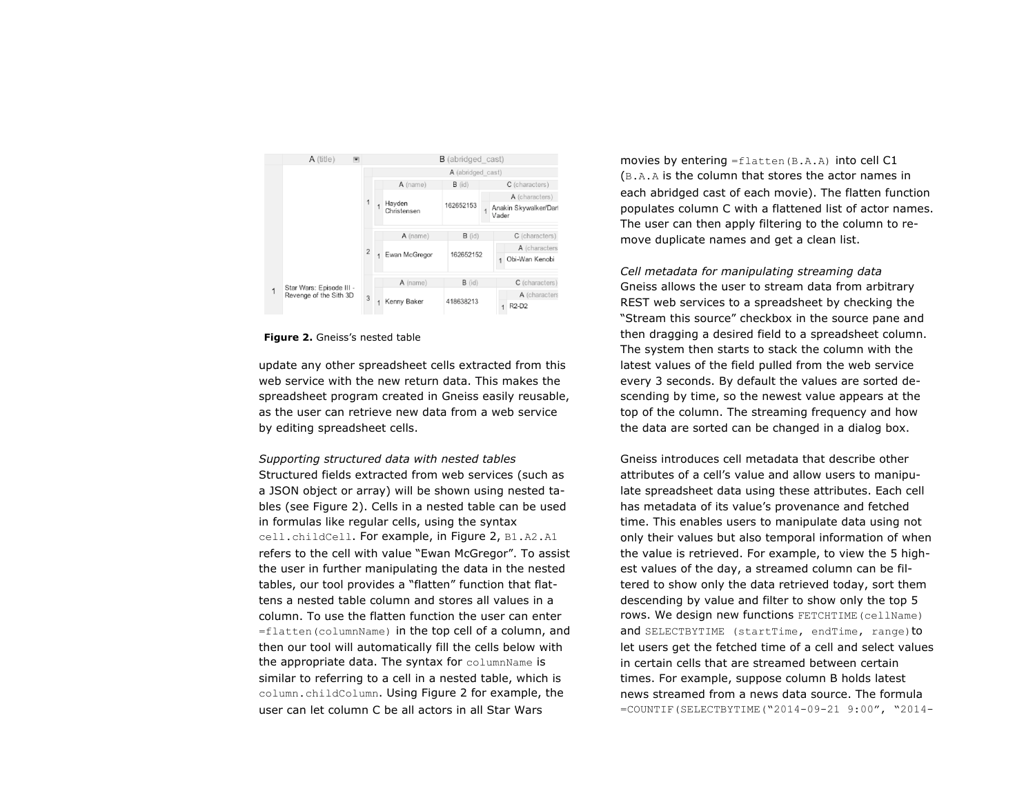Figure 2. Gneiss's nested table

update any other spreadsheet cells extracted from this web service with the new return data. This makes the spreadsheet program created in Gneiss easily reusable, as the user can retrieve new data from a web service by editing spreadsheet cells.

*Supporting structured data with nested tables*

Structured fields extracted from web services (such as a JSON object or array) will be shown using nested tables (see Figure 2). Cells in a nested table can be used in formulas like regular cells, using the syntax `cell.childCell`. For example, in Figure 2, `B1.A2.A1` refers to the cell with value "Ewan McGregor". To assist the user in further manipulating the data in the nested tables, our tool provides a "flatten" function that flattens a nested table column and stores all values in a column. To use the flatten function the user can enter `=flatten(columnName)` in the top cell of a column, and then our tool will automatically fill the cells below with the appropriate data. The syntax for `columnName` is similar to referring to a cell in a nested table, which is `column.childColumn`. Using Figure 2 for example, the user can let column C be all actors in all Star Wars movies by entering `=flatten(B.A.A)` into cell C1 (`B.A.A` is the column that stores the actor names in each abridged cast of each movie). The flatten function populates column C with a flattened list of actor names. The user can then apply filtering to the column to remove duplicate names and get a clean list.

*Cell metadata for manipulating streaming data*

Gneiss allows the user to stream data from arbitrary REST web services to a spreadsheet by checking the "Stream this source" checkbox in the source pane and then dragging a desired field to a spreadsheet column. The system then starts to stack the column with the latest values of the field pulled from the web service every 3 seconds. By default the values are sorted descending by time, so the newest value appears at the top of the column. The streaming frequency and how the data are sorted can be changed in a dialog box.

Gneiss introduces cell metadata that describe other attributes of a cell's value and allow users to manipulate spreadsheet data using these attributes. Each cell has metadata of its value's provenance and fetched time. This enables users to manipulate data using not only their values but also temporal information of when the value is retrieved. For example, to view the 5 highest values of the day, a streamed column can be filtered to show only the data retrieved today, sort them descending by value and filter to show only the top 5 rows. We design new functions `FETCHTIME(cellName)` and `SELECTBYTIME (startTime, endTime, range)` to let users get the fetched time of a cell and select values in certain cells that are streamed between certain times. For example, suppose column B holds latest news streamed from a news data source. The formula `=COUNTIF(SELECTBYTIME("2014-09-21 9:00", "2014-`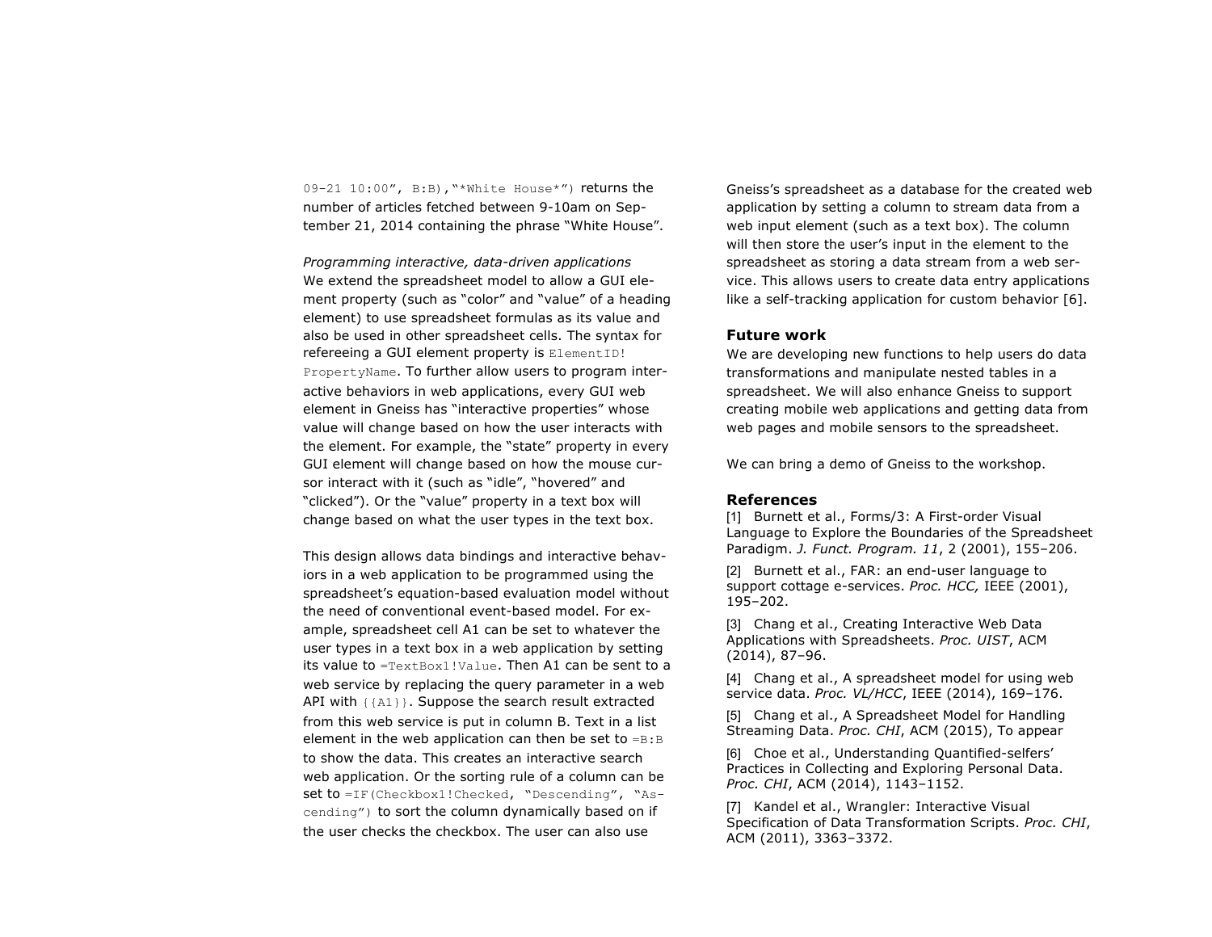09-21 10:00", B:B),"*White House*") returns the number of articles fetched between 9-10am on September 21, 2014 containing the phrase "White House".

*Programming interactive, data-driven applications*

We extend the spreadsheet model to allow a GUI element property (such as "color" and "value" of a heading element) to use spreadsheet formulas as its value and also be used in other spreadsheet cells. The syntax for refereeing a GUI element property is `ElementID!PropertyName`. To further allow users to program interactive behaviors in web applications, every GUI web element in Gneiss has "interactive properties" whose value will change based on how the user interacts with the element. For example, the "state" property in every GUI element will change based on how the mouse cursor interact with it (such as "idle", "hovered" and "clicked"). Or the "value" property in a text box will change based on what the user types in the text box.

This design allows data bindings and interactive behaviors in a web application to be programmed using the spreadsheet's equation-based evaluation model without the need of conventional event-based model. For example, spreadsheet cell A1 can be set to whatever the user types in a text box in a web application by setting its value to `=TextBox1!Value`. Then A1 can be sent to a web service by replacing the query parameter in a web API with `{{A1}}`. Suppose the search result extracted from this web service is put in column B. Text in a list element in the web application can then be set to `=B:B` to show the data. This creates an interactive search web application. Or the sorting rule of a column can be set to `=IF(Checkbox1!Checked, "Descending", "Ascending")` to sort the column dynamically based on if the user checks the checkbox. The user can also use Gneiss's spreadsheet as a database for the created web application by setting a column to stream data from a web input element (such as a text box). The column will then store the user's input in the element to the spreadsheet as storing a data stream from a web service. This allows users to create data entry applications like a self-tracking application for custom behavior [6].

## Future work

We are developing new functions to help users do data transformations and manipulate nested tables in a spreadsheet. We will also enhance Gneiss to support creating mobile web applications and getting data from web pages and mobile sensors to the spreadsheet.

We can bring a demo of Gneiss to the workshop.

## References

[1] Burnett et al., Forms/3: A First-order Visual Language to Explore the Boundaries of the Spreadsheet Paradigm. *J. Funct. Program. 11*, 2 (2001), 155–206.

[2] Burnett et al., FAR: an end-user language to support cottage e-services. *Proc. HCC,* IEEE (2001), 195–202.

[3] Chang et al., Creating Interactive Web Data Applications with Spreadsheets. *Proc. UIST*, ACM (2014), 87–96.

[4] Chang et al., A spreadsheet model for using web service data. *Proc. VL/HCC*, IEEE (2014), 169–176.

[5] Chang et al., A Spreadsheet Model for Handling Streaming Data. *Proc. CHI*, ACM (2015), To appear

[6] Choe et al., Understanding Quantified-selfers' Practices in Collecting and Exploring Personal Data. *Proc. CHI*, ACM (2014), 1143–1152.

[7] Kandel et al., Wrangler: Interactive Visual Specification of Data Transformation Scripts. *Proc. CHI*, ACM (2011), 3363–3372.